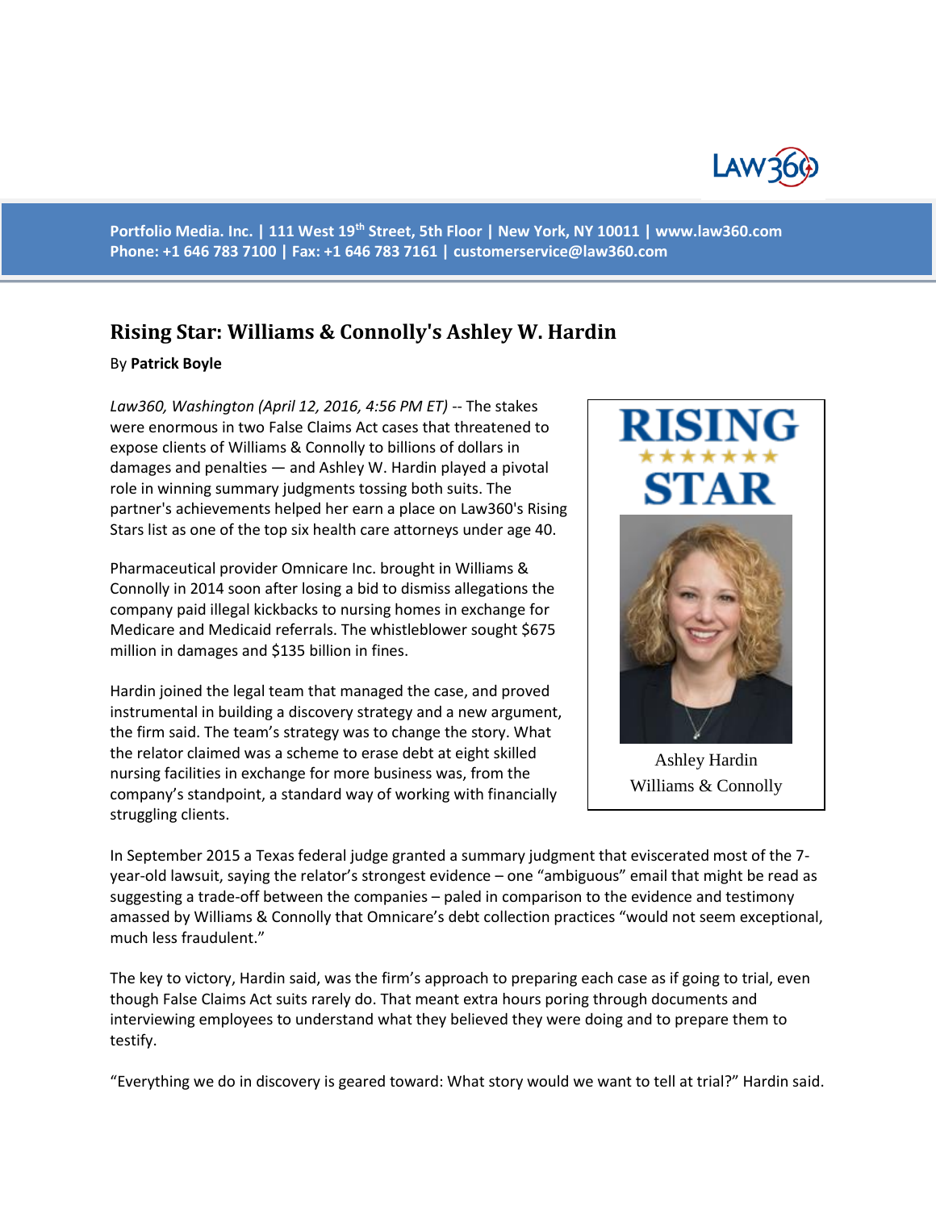Portfolio Media. Inc. | 111 West 19th Street, 5th Floor | New York, NY 10011 | www.law360.com
Phone: +1 646 783 7100 | Fax: +1 646 783 7161 | customerservice@law360.com

# Rising Star: Williams & Connolly's Ashley W. Hardin

By **Patrick Boyle**

*Law360, Washington (April 12, 2016, 4:56 PM ET)* -- The stakes were enormous in two False Claims Act cases that threatened to expose clients of Williams & Connolly to billions of dollars in damages and penalties — and Ashley W. Hardin played a pivotal role in winning summary judgments tossing both suits. The partner's achievements helped her earn a place on Law360's Rising Stars list as one of the top six health care attorneys under age 40.

RISING STAR

Ashley Hardin
Williams & Connolly

Pharmaceutical provider Omnicare Inc. brought in Williams & Connolly in 2014 soon after losing a bid to dismiss allegations the company paid illegal kickbacks to nursing homes in exchange for Medicare and Medicaid referrals. The whistleblower sought $675 million in damages and $135 billion in fines.

Hardin joined the legal team that managed the case, and proved instrumental in building a discovery strategy and a new argument, the firm said. The team's strategy was to change the story. What the relator claimed was a scheme to erase debt at eight skilled nursing facilities in exchange for more business was, from the company's standpoint, a standard way of working with financially struggling clients.

In September 2015 a Texas federal judge granted a summary judgment that eviscerated most of the 7-year-old lawsuit, saying the relator's strongest evidence – one "ambiguous" email that might be read as suggesting a trade-off between the companies – paled in comparison to the evidence and testimony amassed by Williams & Connolly that Omnicare's debt collection practices "would not seem exceptional, much less fraudulent."

The key to victory, Hardin said, was the firm's approach to preparing each case as if going to trial, even though False Claims Act suits rarely do. That meant extra hours poring through documents and interviewing employees to understand what they believed they were doing and to prepare them to testify.

"Everything we do in discovery is geared toward: What story would we want to tell at trial?" Hardin said.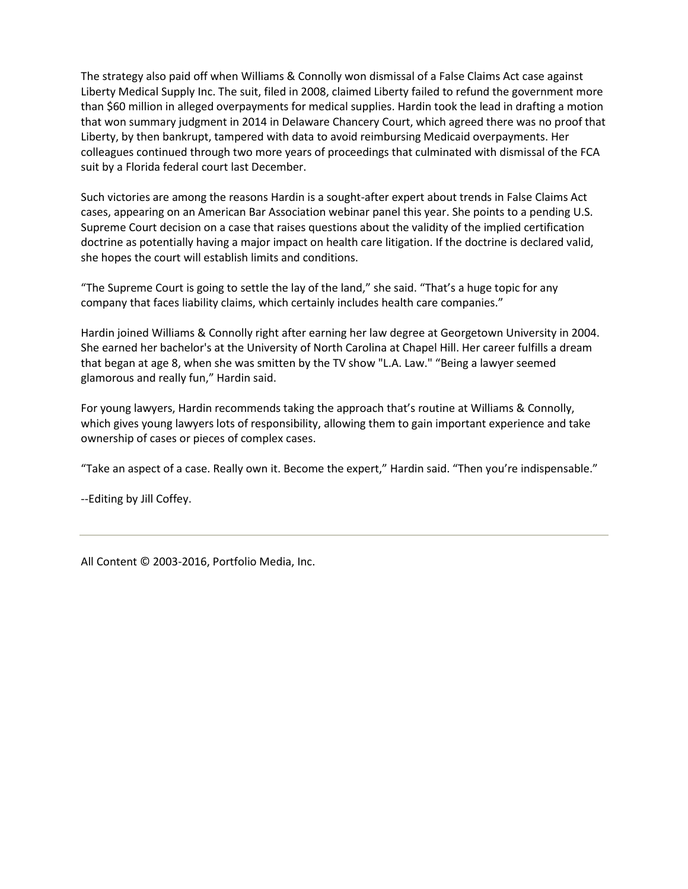The strategy also paid off when Williams & Connolly won dismissal of a False Claims Act case against Liberty Medical Supply Inc. The suit, filed in 2008, claimed Liberty failed to refund the government more than $60 million in alleged overpayments for medical supplies. Hardin took the lead in drafting a motion that won summary judgment in 2014 in Delaware Chancery Court, which agreed there was no proof that Liberty, by then bankrupt, tampered with data to avoid reimbursing Medicaid overpayments. Her colleagues continued through two more years of proceedings that culminated with dismissal of the FCA suit by a Florida federal court last December.

Such victories are among the reasons Hardin is a sought-after expert about trends in False Claims Act cases, appearing on an American Bar Association webinar panel this year. She points to a pending U.S. Supreme Court decision on a case that raises questions about the validity of the implied certification doctrine as potentially having a major impact on health care litigation. If the doctrine is declared valid, she hopes the court will establish limits and conditions.

“The Supreme Court is going to settle the lay of the land,” she said. “That’s a huge topic for any company that faces liability claims, which certainly includes health care companies.”

Hardin joined Williams & Connolly right after earning her law degree at Georgetown University in 2004. She earned her bachelor's at the University of North Carolina at Chapel Hill. Her career fulfills a dream that began at age 8, when she was smitten by the TV show "L.A. Law." “Being a lawyer seemed glamorous and really fun,” Hardin said.

For young lawyers, Hardin recommends taking the approach that’s routine at Williams & Connolly, which gives young lawyers lots of responsibility, allowing them to gain important experience and take ownership of cases or pieces of complex cases.

“Take an aspect of a case. Really own it. Become the expert,” Hardin said. “Then you’re indispensable.”

--Editing by Jill Coffey.

---

All Content © 2003-2016, Portfolio Media, Inc.